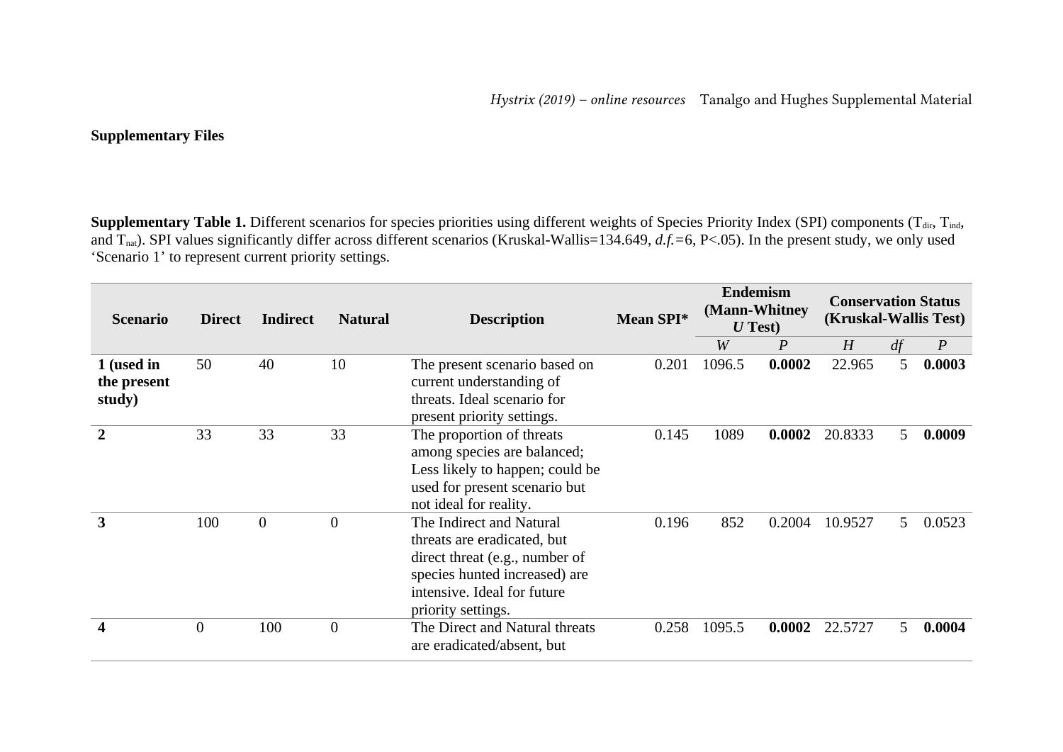**Supplementary Files**

**Supplementary Table 1.** Different scenarios for species priorities using different weights of Species Priority Index (SPI) components ($T_{dir}$, $T_{ind}$, and $T_{nat}$). SPI values significantly differ across different scenarios (Kruskal-Wallis=134.649, *d.f.*=6, P<.05). In the present study, we only used 'Scenario 1' to represent current priority settings.

| Scenario | Direct | Indirect | Natural | Description | Mean SPI* | Endemism (Mann-Whitney *U* Test) | | Conservation Status (Kruskal-Wallis Test) | | |
|---|---|---|---|---|---|---|---|---|---|---|
| | | | | | | *W* | *P* | *H* | *df* | *P* |
| **1 (used in the present study)** | 50 | 40 | 10 | The present scenario based on current understanding of threats. Ideal scenario for present priority settings. | 0.201 | 1096.5 | **0.0002** | 22.965 | 5 | **0.0003** |
| **2** | 33 | 33 | 33 | The proportion of threats among species are balanced; Less likely to happen; could be used for present scenario but not ideal for reality. | 0.145 | 1089 | **0.0002** | 20.8333 | 5 | **0.0009** |
| **3** | 100 | 0 | 0 | The Indirect and Natural threats are eradicated, but direct threat (e.g., number of species hunted increased) are intensive. Ideal for future priority settings. | 0.196 | 852 | 0.2004 | 10.9527 | 5 | 0.0523 |
| **4** | 0 | 100 | 0 | The Direct and Natural threats are eradicated/absent, but | 0.258 | 1095.5 | **0.0002** | 22.5727 | 5 | **0.0004** |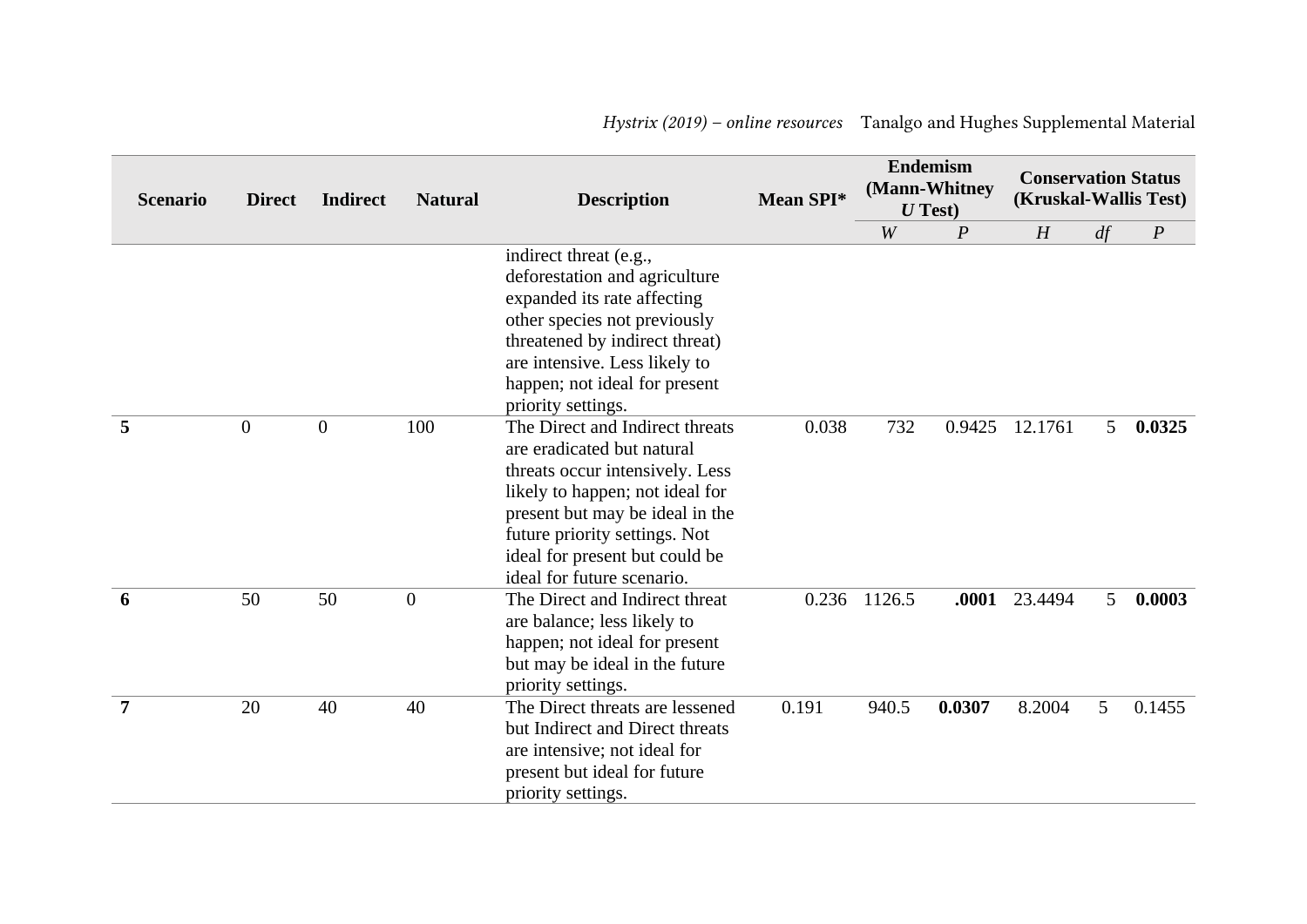| Scenario | Direct | Indirect | Natural | Description | Mean SPI* | Endemism (Mann-Whitney *U* Test) | | Conservation Status (Kruskal-Wallis Test) | | |
|---|---|---|---|---|---|---|---|---|---|---|
| | | | | | | *W* | *P* | *H* | *df* | *P* |
| | | | | indirect threat (e.g., deforestation and agriculture expanded its rate affecting other species not previously threatened by indirect threat) are intensive. Less likely to happen; not ideal for present priority settings. | | | | | | |
| **5** | 0 | 0 | 100 | The Direct and Indirect threats are eradicated but natural threats occur intensively. Less likely to happen; not ideal for present but may be ideal in the future priority settings. Not ideal for present but could be ideal for future scenario. | 0.038 | 732 | 0.9425 | 12.1761 | 5 | **0.0325** |
| **6** | 50 | 50 | 0 | The Direct and Indirect threat are balance; less likely to happen; not ideal for present but may be ideal in the future priority settings. | 0.236 | 1126.5 | **.0001** | 23.4494 | 5 | **0.0003** |
| **7** | 20 | 40 | 40 | The Direct threats are lessened but Indirect and Direct threats are intensive; not ideal for present but ideal for future priority settings. | 0.191 | 940.5 | **0.0307** | 8.2004 | 5 | 0.1455 |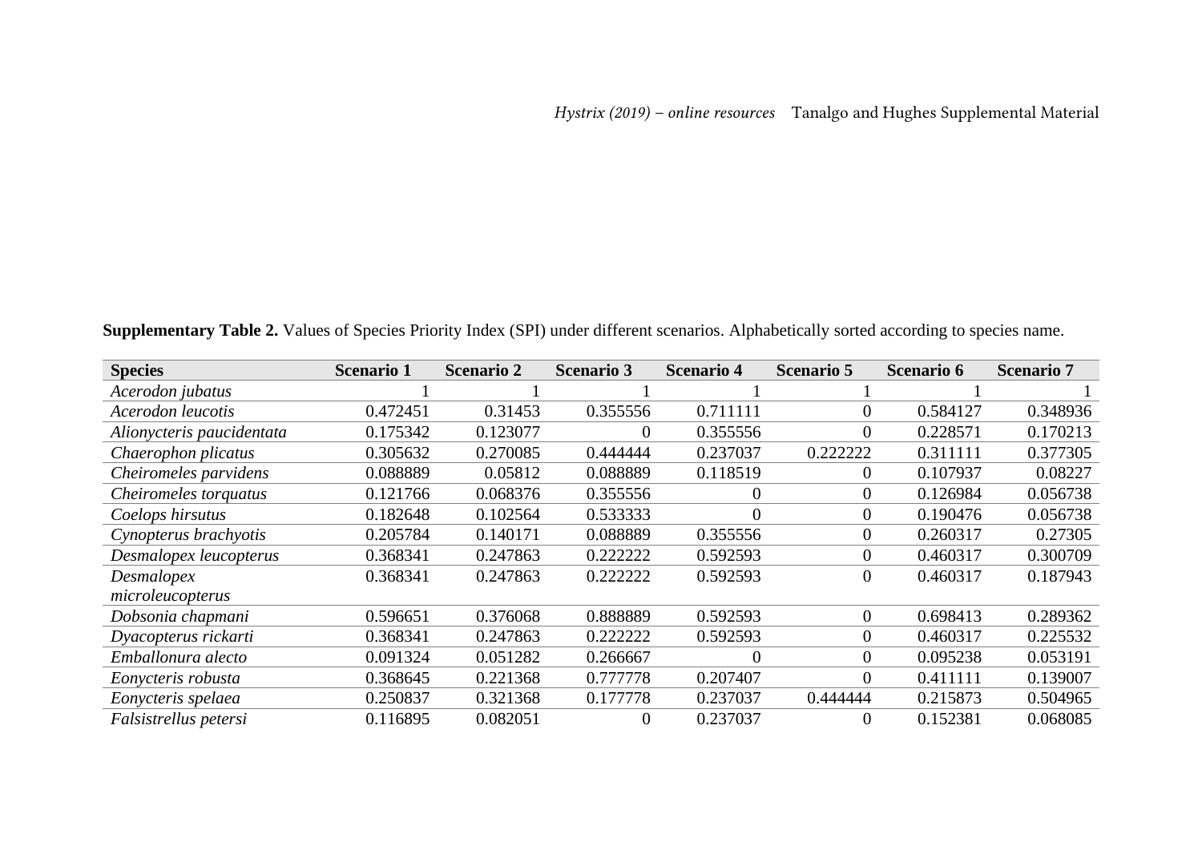**Supplementary Table 2.** Values of Species Priority Index (SPI) under different scenarios. Alphabetically sorted according to species name.

| Species | Scenario 1 | Scenario 2 | Scenario 3 | Scenario 4 | Scenario 5 | Scenario 6 | Scenario 7 |
|---|---|---|---|---|---|---|---|
| *Acerodon jubatus* | 1 | 1 | 1 | 1 | 1 | 1 | 1 |
| *Acerodon leucotis* | 0.472451 | 0.31453 | 0.355556 | 0.711111 | 0 | 0.584127 | 0.348936 |
| *Alionycteris paucidentata* | 0.175342 | 0.123077 | 0 | 0.355556 | 0 | 0.228571 | 0.170213 |
| *Chaerophon plicatus* | 0.305632 | 0.270085 | 0.444444 | 0.237037 | 0.222222 | 0.311111 | 0.377305 |
| *Cheiromeles parvidens* | 0.088889 | 0.05812 | 0.088889 | 0.118519 | 0 | 0.107937 | 0.08227 |
| *Cheiromeles torquatus* | 0.121766 | 0.068376 | 0.355556 | 0 | 0 | 0.126984 | 0.056738 |
| *Coelops hirsutus* | 0.182648 | 0.102564 | 0.533333 | 0 | 0 | 0.190476 | 0.056738 |
| *Cynopterus brachyotis* | 0.205784 | 0.140171 | 0.088889 | 0.355556 | 0 | 0.260317 | 0.27305 |
| *Desmalopex leucopterus* | 0.368341 | 0.247863 | 0.222222 | 0.592593 | 0 | 0.460317 | 0.300709 |
| *Desmalopex microleucopterus* | 0.368341 | 0.247863 | 0.222222 | 0.592593 | 0 | 0.460317 | 0.187943 |
| *Dobsonia chapmani* | 0.596651 | 0.376068 | 0.888889 | 0.592593 | 0 | 0.698413 | 0.289362 |
| *Dyacopterus rickarti* | 0.368341 | 0.247863 | 0.222222 | 0.592593 | 0 | 0.460317 | 0.225532 |
| *Emballonura alecto* | 0.091324 | 0.051282 | 0.266667 | 0 | 0 | 0.095238 | 0.053191 |
| *Eonycteris robusta* | 0.368645 | 0.221368 | 0.777778 | 0.207407 | 0 | 0.411111 | 0.139007 |
| *Eonycteris spelaea* | 0.250837 | 0.321368 | 0.177778 | 0.237037 | 0.444444 | 0.215873 | 0.504965 |
| *Falsistrellus petersi* | 0.116895 | 0.082051 | 0 | 0.237037 | 0 | 0.152381 | 0.068085 |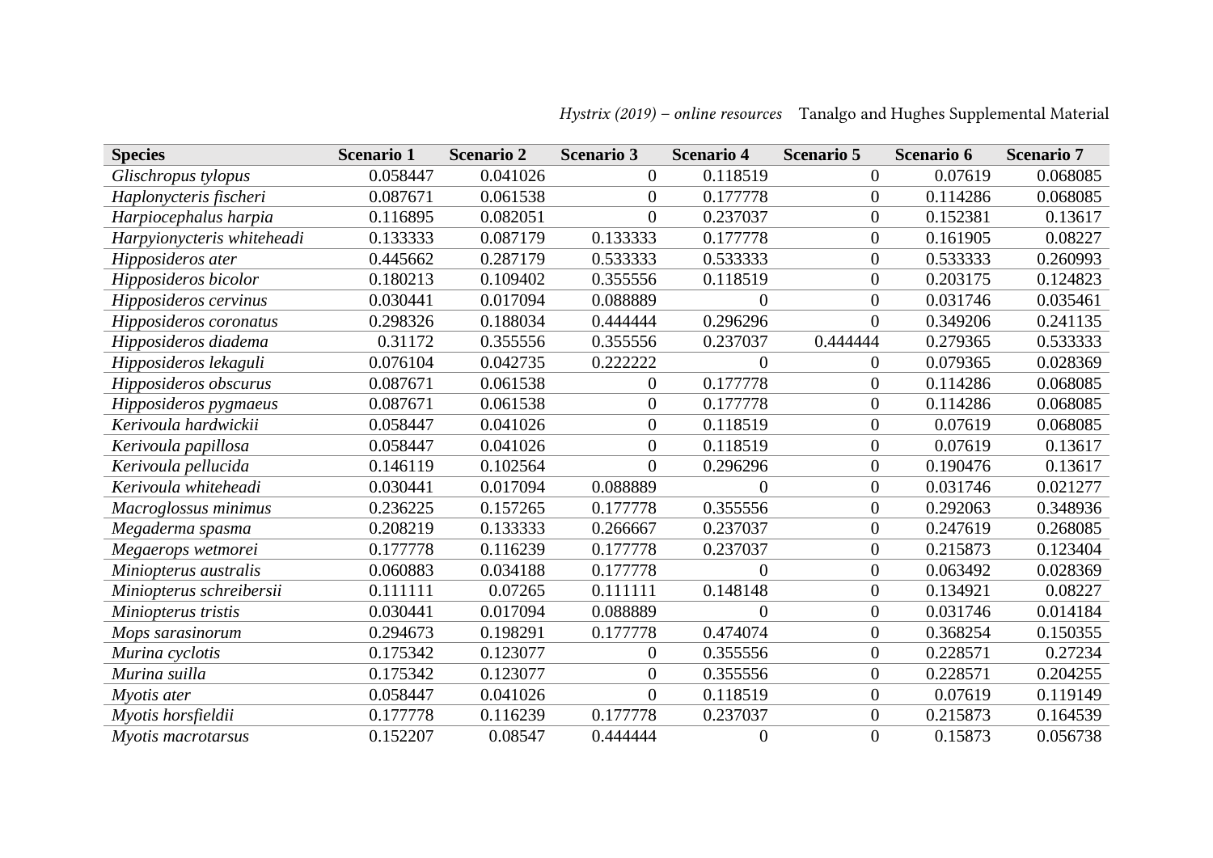| Species | Scenario 1 | Scenario 2 | Scenario 3 | Scenario 4 | Scenario 5 | Scenario 6 | Scenario 7 |
|---|---|---|---|---|---|---|---|
| *Glischropus tylopus* | 0.058447 | 0.041026 | 0 | 0.118519 | 0 | 0.07619 | 0.068085 |
| *Haplonycteris fischeri* | 0.087671 | 0.061538 | 0 | 0.177778 | 0 | 0.114286 | 0.068085 |
| *Harpiocephalus harpia* | 0.116895 | 0.082051 | 0 | 0.237037 | 0 | 0.152381 | 0.13617 |
| *Harpyionycteris whiteheadi* | 0.133333 | 0.087179 | 0.133333 | 0.177778 | 0 | 0.161905 | 0.08227 |
| *Hipposideros ater* | 0.445662 | 0.287179 | 0.533333 | 0.533333 | 0 | 0.533333 | 0.260993 |
| *Hipposideros bicolor* | 0.180213 | 0.109402 | 0.355556 | 0.118519 | 0 | 0.203175 | 0.124823 |
| *Hipposideros cervinus* | 0.030441 | 0.017094 | 0.088889 | 0 | 0 | 0.031746 | 0.035461 |
| *Hipposideros coronatus* | 0.298326 | 0.188034 | 0.444444 | 0.296296 | 0 | 0.349206 | 0.241135 |
| *Hipposideros diadema* | 0.31172 | 0.355556 | 0.355556 | 0.237037 | 0.444444 | 0.279365 | 0.533333 |
| *Hipposideros lekaguli* | 0.076104 | 0.042735 | 0.222222 | 0 | 0 | 0.079365 | 0.028369 |
| *Hipposideros obscurus* | 0.087671 | 0.061538 | 0 | 0.177778 | 0 | 0.114286 | 0.068085 |
| *Hipposideros pygmaeus* | 0.087671 | 0.061538 | 0 | 0.177778 | 0 | 0.114286 | 0.068085 |
| *Kerivoula hardwickii* | 0.058447 | 0.041026 | 0 | 0.118519 | 0 | 0.07619 | 0.068085 |
| *Kerivoula papillosa* | 0.058447 | 0.041026 | 0 | 0.118519 | 0 | 0.07619 | 0.13617 |
| *Kerivoula pellucida* | 0.146119 | 0.102564 | 0 | 0.296296 | 0 | 0.190476 | 0.13617 |
| *Kerivoula whiteheadi* | 0.030441 | 0.017094 | 0.088889 | 0 | 0 | 0.031746 | 0.021277 |
| *Macroglossus minimus* | 0.236225 | 0.157265 | 0.177778 | 0.355556 | 0 | 0.292063 | 0.348936 |
| *Megaderma spasma* | 0.208219 | 0.133333 | 0.266667 | 0.237037 | 0 | 0.247619 | 0.268085 |
| *Megaerops wetmorei* | 0.177778 | 0.116239 | 0.177778 | 0.237037 | 0 | 0.215873 | 0.123404 |
| *Miniopterus australis* | 0.060883 | 0.034188 | 0.177778 | 0 | 0 | 0.063492 | 0.028369 |
| *Miniopterus schreibersii* | 0.111111 | 0.07265 | 0.111111 | 0.148148 | 0 | 0.134921 | 0.08227 |
| *Miniopterus tristis* | 0.030441 | 0.017094 | 0.088889 | 0 | 0 | 0.031746 | 0.014184 |
| *Mops sarasinorum* | 0.294673 | 0.198291 | 0.177778 | 0.474074 | 0 | 0.368254 | 0.150355 |
| *Murina cyclotis* | 0.175342 | 0.123077 | 0 | 0.355556 | 0 | 0.228571 | 0.27234 |
| *Murina suilla* | 0.175342 | 0.123077 | 0 | 0.355556 | 0 | 0.228571 | 0.204255 |
| *Myotis ater* | 0.058447 | 0.041026 | 0 | 0.118519 | 0 | 0.07619 | 0.119149 |
| *Myotis horsfieldii* | 0.177778 | 0.116239 | 0.177778 | 0.237037 | 0 | 0.215873 | 0.164539 |
| *Myotis macrotarsus* | 0.152207 | 0.08547 | 0.444444 | 0 | 0 | 0.15873 | 0.056738 |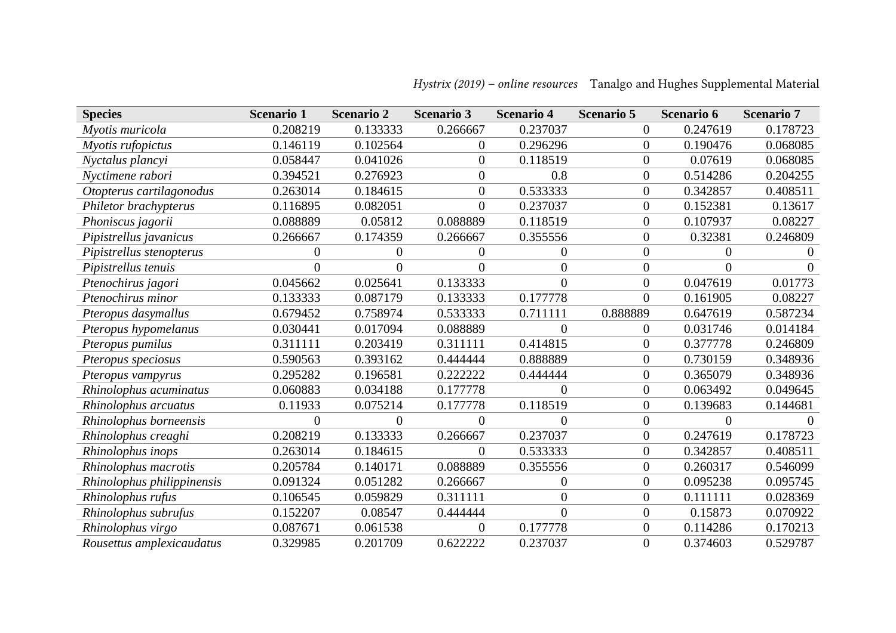| Species | Scenario 1 | Scenario 2 | Scenario 3 | Scenario 4 | Scenario 5 | Scenario 6 | Scenario 7 |
|---|---|---|---|---|---|---|---|
| *Myotis muricola* | 0.208219 | 0.133333 | 0.266667 | 0.237037 | 0 | 0.247619 | 0.178723 |
| *Myotis rufopictus* | 0.146119 | 0.102564 | 0 | 0.296296 | 0 | 0.190476 | 0.068085 |
| *Nyctalus plancyi* | 0.058447 | 0.041026 | 0 | 0.118519 | 0 | 0.07619 | 0.068085 |
| *Nyctimene rabori* | 0.394521 | 0.276923 | 0 | 0.8 | 0 | 0.514286 | 0.204255 |
| *Otopterus cartilagonodus* | 0.263014 | 0.184615 | 0 | 0.533333 | 0 | 0.342857 | 0.408511 |
| *Philetor brachypterus* | 0.116895 | 0.082051 | 0 | 0.237037 | 0 | 0.152381 | 0.13617 |
| *Phoniscus jagorii* | 0.088889 | 0.05812 | 0.088889 | 0.118519 | 0 | 0.107937 | 0.08227 |
| *Pipistrellus javanicus* | 0.266667 | 0.174359 | 0.266667 | 0.355556 | 0 | 0.32381 | 0.246809 |
| *Pipistrellus stenopterus* | 0 | 0 | 0 | 0 | 0 | 0 | 0 |
| *Pipistrellus tenuis* | 0 | 0 | 0 | 0 | 0 | 0 | 0 |
| *Ptenochirus jagori* | 0.045662 | 0.025641 | 0.133333 | 0 | 0 | 0.047619 | 0.01773 |
| *Ptenochirus minor* | 0.133333 | 0.087179 | 0.133333 | 0.177778 | 0 | 0.161905 | 0.08227 |
| *Pteropus dasymallus* | 0.679452 | 0.758974 | 0.533333 | 0.711111 | 0.888889 | 0.647619 | 0.587234 |
| *Pteropus hypomelanus* | 0.030441 | 0.017094 | 0.088889 | 0 | 0 | 0.031746 | 0.014184 |
| *Pteropus pumilus* | 0.311111 | 0.203419 | 0.311111 | 0.414815 | 0 | 0.377778 | 0.246809 |
| *Pteropus speciosus* | 0.590563 | 0.393162 | 0.444444 | 0.888889 | 0 | 0.730159 | 0.348936 |
| *Pteropus vampyrus* | 0.295282 | 0.196581 | 0.222222 | 0.444444 | 0 | 0.365079 | 0.348936 |
| *Rhinolophus acuminatus* | 0.060883 | 0.034188 | 0.177778 | 0 | 0 | 0.063492 | 0.049645 |
| *Rhinolophus arcuatus* | 0.11933 | 0.075214 | 0.177778 | 0.118519 | 0 | 0.139683 | 0.144681 |
| *Rhinolophus borneensis* | 0 | 0 | 0 | 0 | 0 | 0 | 0 |
| *Rhinolophus creaghi* | 0.208219 | 0.133333 | 0.266667 | 0.237037 | 0 | 0.247619 | 0.178723 |
| *Rhinolophus inops* | 0.263014 | 0.184615 | 0 | 0.533333 | 0 | 0.342857 | 0.408511 |
| *Rhinolophus macrotis* | 0.205784 | 0.140171 | 0.088889 | 0.355556 | 0 | 0.260317 | 0.546099 |
| *Rhinolophus philippinensis* | 0.091324 | 0.051282 | 0.266667 | 0 | 0 | 0.095238 | 0.095745 |
| *Rhinolophus rufus* | 0.106545 | 0.059829 | 0.311111 | 0 | 0 | 0.111111 | 0.028369 |
| *Rhinolophus subrufus* | 0.152207 | 0.08547 | 0.444444 | 0 | 0 | 0.15873 | 0.070922 |
| *Rhinolophus virgo* | 0.087671 | 0.061538 | 0 | 0.177778 | 0 | 0.114286 | 0.170213 |
| *Rousettus amplexicaudatus* | 0.329985 | 0.201709 | 0.622222 | 0.237037 | 0 | 0.374603 | 0.529787 |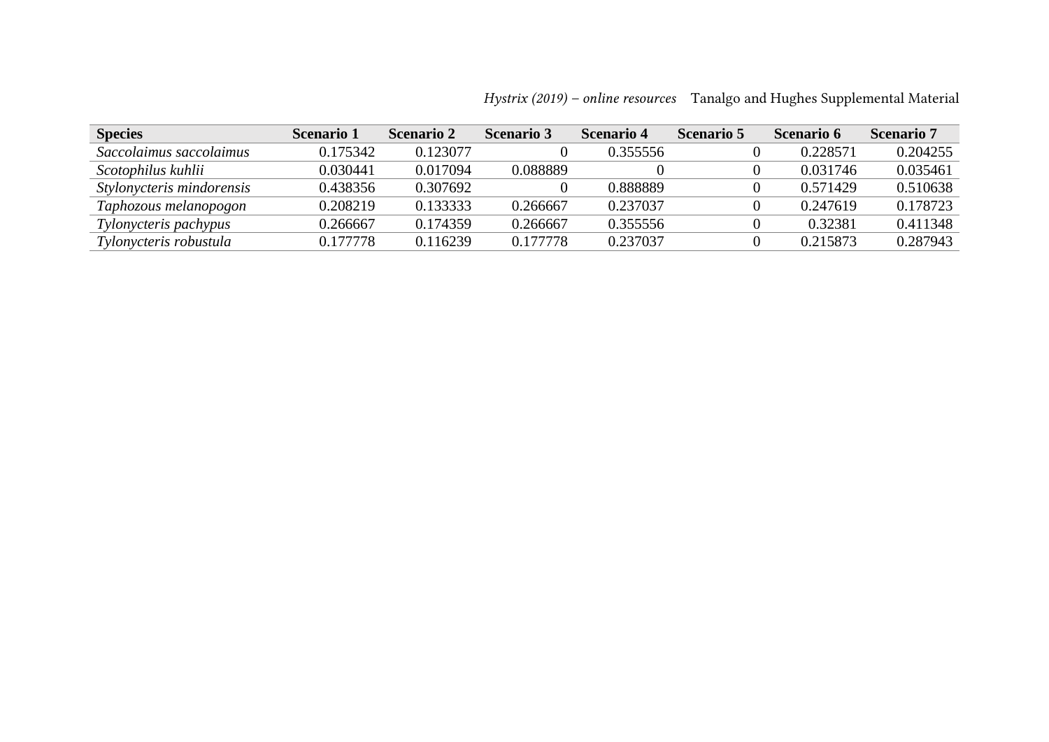| Species | Scenario 1 | Scenario 2 | Scenario 3 | Scenario 4 | Scenario 5 | Scenario 6 | Scenario 7 |
|---|---|---|---|---|---|---|---|
| *Saccolaimus saccolaimus* | 0.175342 | 0.123077 | 0 | 0.355556 | 0 | 0.228571 | 0.204255 |
| *Scotophilus kuhlii* | 0.030441 | 0.017094 | 0.088889 | 0 | 0 | 0.031746 | 0.035461 |
| *Stylonycteris mindorensis* | 0.438356 | 0.307692 | 0 | 0.888889 | 0 | 0.571429 | 0.510638 |
| *Taphozous melanopogon* | 0.208219 | 0.133333 | 0.266667 | 0.237037 | 0 | 0.247619 | 0.178723 |
| *Tylonycteris pachypus* | 0.266667 | 0.174359 | 0.266667 | 0.355556 | 0 | 0.32381 | 0.411348 |
| *Tylonycteris robustula* | 0.177778 | 0.116239 | 0.177778 | 0.237037 | 0 | 0.215873 | 0.287943 |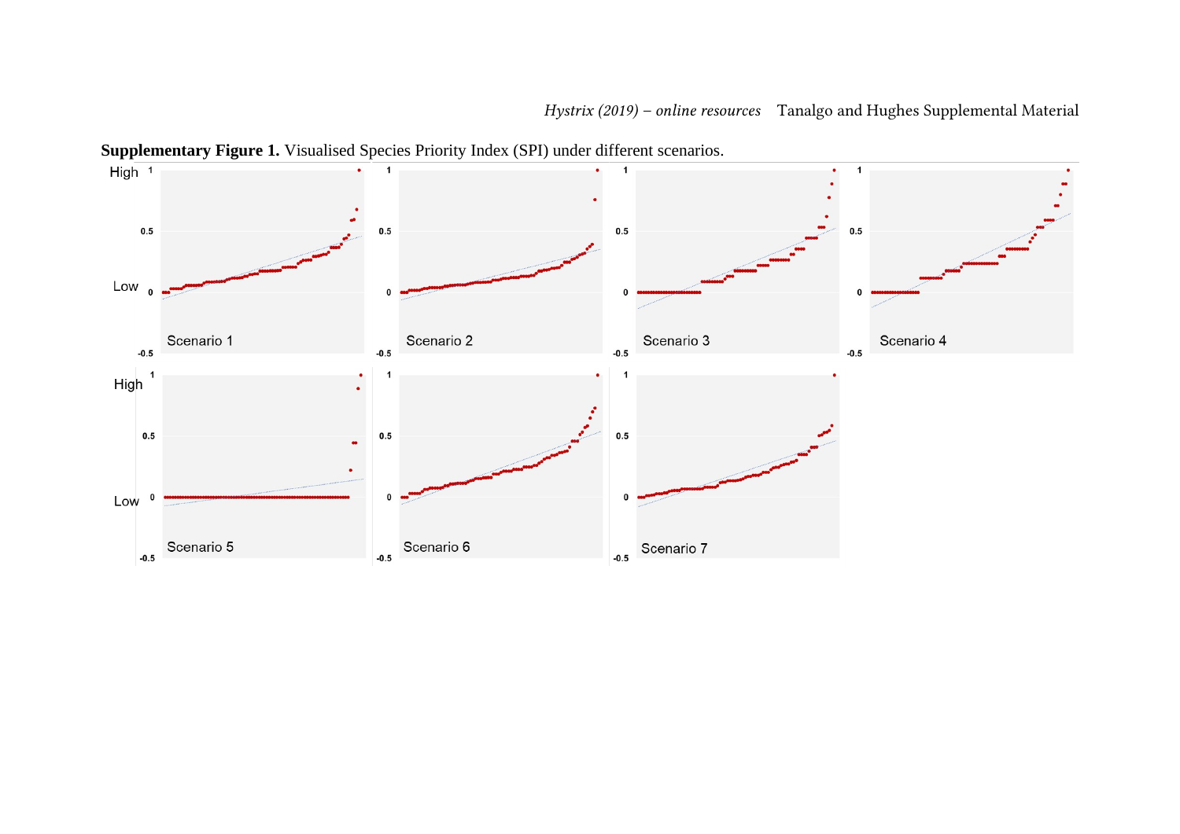**Supplementary Figure 1.** Visualised Species Priority Index (SPI) under different scenarios.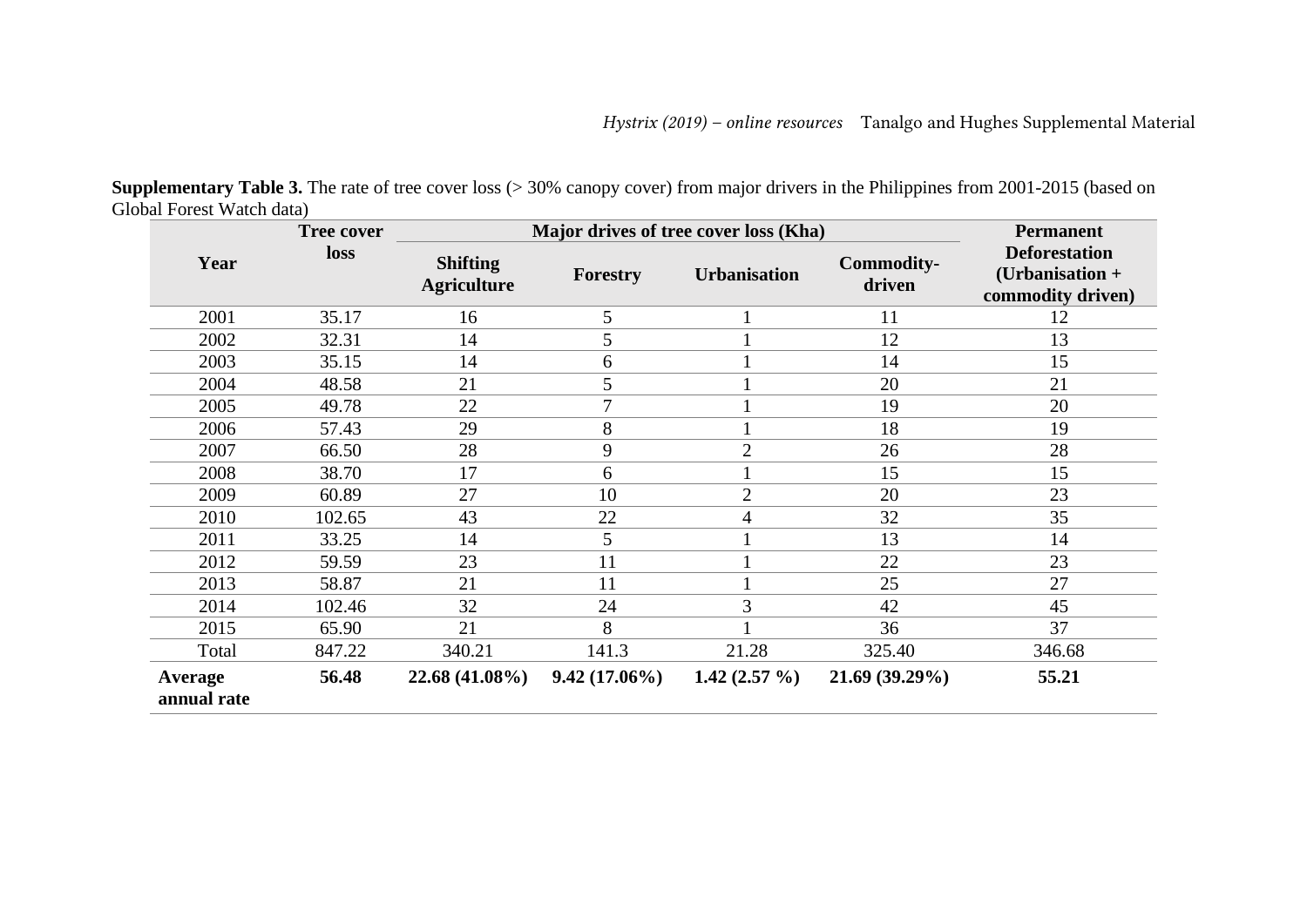**Supplementary Table 3.** The rate of tree cover loss (> 30% canopy cover) from major drivers in the Philippines from 2001-2015 (based on Global Forest Watch data)

| Year | Tree cover loss | Major drives of tree cover loss (Kha) | | | | Permanent Deforestation (Urbanisation + commodity driven) |
|---|---|---|---|---|---|---|
| | | Shifting Agriculture | Forestry | Urbanisation | Commodity-driven | |
| 2001 | 35.17 | 16 | 5 | 1 | 11 | 12 |
| 2002 | 32.31 | 14 | 5 | 1 | 12 | 13 |
| 2003 | 35.15 | 14 | 6 | 1 | 14 | 15 |
| 2004 | 48.58 | 21 | 5 | 1 | 20 | 21 |
| 2005 | 49.78 | 22 | 7 | 1 | 19 | 20 |
| 2006 | 57.43 | 29 | 8 | 1 | 18 | 19 |
| 2007 | 66.50 | 28 | 9 | 2 | 26 | 28 |
| 2008 | 38.70 | 17 | 6 | 1 | 15 | 15 |
| 2009 | 60.89 | 27 | 10 | 2 | 20 | 23 |
| 2010 | 102.65 | 43 | 22 | 4 | 32 | 35 |
| 2011 | 33.25 | 14 | 5 | 1 | 13 | 14 |
| 2012 | 59.59 | 23 | 11 | 1 | 22 | 23 |
| 2013 | 58.87 | 21 | 11 | 1 | 25 | 27 |
| 2014 | 102.46 | 32 | 24 | 3 | 42 | 45 |
| 2015 | 65.90 | 21 | 8 | 1 | 36 | 37 |
| Total | 847.22 | 340.21 | 141.3 | 21.28 | 325.40 | 346.68 |
| **Average annual rate** | **56.48** | **22.68 (41.08%)** | **9.42 (17.06%)** | **1.42 (2.57 %)** | **21.69 (39.29%)** | **55.21** |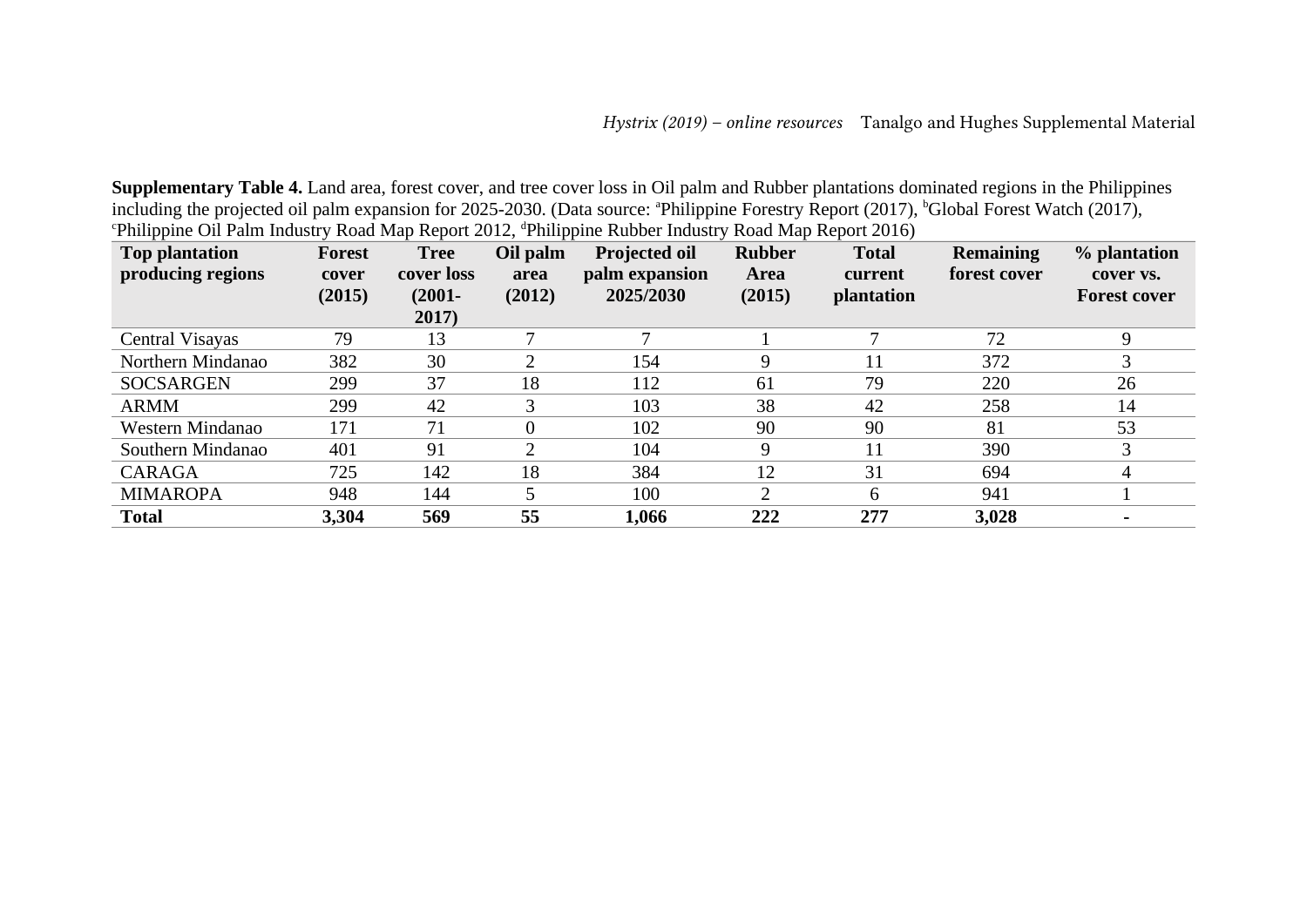**Supplementary Table 4.** Land area, forest cover, and tree cover loss in Oil palm and Rubber plantations dominated regions in the Philippines including the projected oil palm expansion for 2025-2030. (Data source: [a]Philippine Forestry Report (2017), [b]Global Forest Watch (2017), [c]Philippine Oil Palm Industry Road Map Report 2012, [d]Philippine Rubber Industry Road Map Report 2016)

| Top plantation producing regions | Forest cover (2015) | Tree cover loss (2001-2017) | Oil palm area (2012) | Projected oil palm expansion 2025/2030 | Rubber Area (2015) | Total current plantation | Remaining forest cover | % plantation cover vs. Forest cover |
|---|---|---|---|---|---|---|---|---|
| Central Visayas | 79 | 13 | 7 | 7 | 1 | 7 | 72 | 9 |
| Northern Mindanao | 382 | 30 | 2 | 154 | 9 | 11 | 372 | 3 |
| SOCSARGEN | 299 | 37 | 18 | 112 | 61 | 79 | 220 | 26 |
| ARMM | 299 | 42 | 3 | 103 | 38 | 42 | 258 | 14 |
| Western Mindanao | 171 | 71 | 0 | 102 | 90 | 90 | 81 | 53 |
| Southern Mindanao | 401 | 91 | 2 | 104 | 9 | 11 | 390 | 3 |
| CARAGA | 725 | 142 | 18 | 384 | 12 | 31 | 694 | 4 |
| MIMAROPA | 948 | 144 | 5 | 100 | 2 | 6 | 941 | 1 |
| **Total** | **3,304** | **569** | **55** | **1,066** | **222** | **277** | **3,028** | **-** |